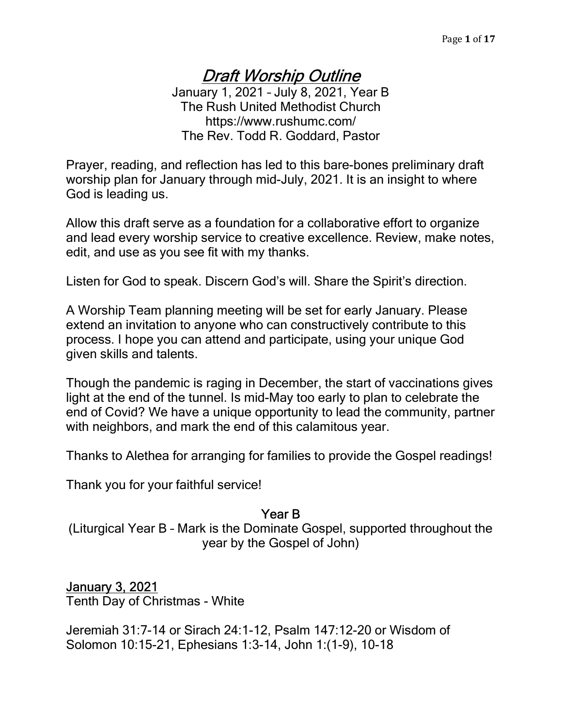# *Draft Worship Outline*

January 1, 2021 – July 8, 2021, Year B
The Rush United Methodist Church
https://www.rushumc.com/
The Rev. Todd R. Goddard, Pastor

Prayer, reading, and reflection has led to this bare-bones preliminary draft worship plan for January through mid-July, 2021. It is an insight to where God is leading us.

Allow this draft serve as a foundation for a collaborative effort to organize and lead every worship service to creative excellence. Review, make notes, edit, and use as you see fit with my thanks.

Listen for God to speak. Discern God's will. Share the Spirit's direction.

A Worship Team planning meeting will be set for early January. Please extend an invitation to anyone who can constructively contribute to this process. I hope you can attend and participate, using your unique God given skills and talents.

Though the pandemic is raging in December, the start of vaccinations gives light at the end of the tunnel. Is mid-May too early to plan to celebrate the end of Covid? We have a unique opportunity to lead the community, partner with neighbors, and mark the end of this calamitous year.

Thanks to Alethea for arranging for families to provide the Gospel readings!

Thank you for your faithful service!

## Year B

(Liturgical Year B – Mark is the Dominate Gospel, supported throughout the year by the Gospel of John)

### January 3, 2021

Tenth Day of Christmas - White

Jeremiah 31:7-14 or Sirach 24:1-12, Psalm 147:12-20 or Wisdom of Solomon 10:15-21, Ephesians 1:3-14, John 1:(1-9), 10-18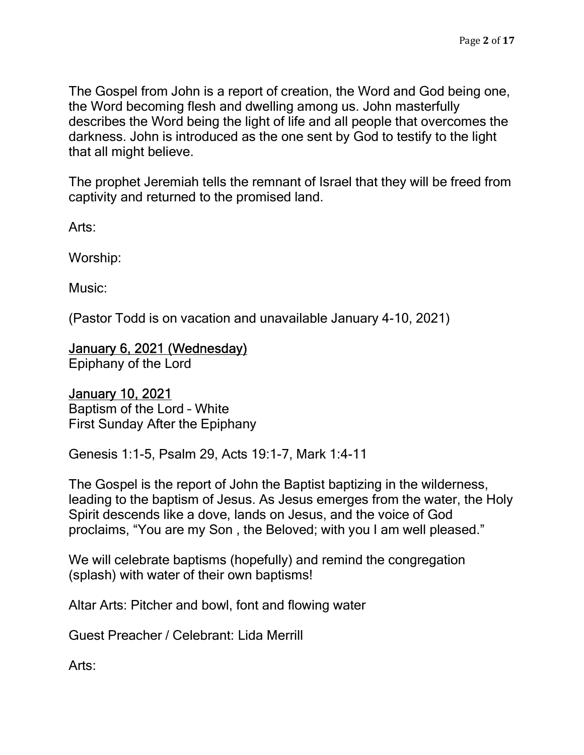The Gospel from John is a report of creation, the Word and God being one, the Word becoming flesh and dwelling among us. John masterfully describes the Word being the light of life and all people that overcomes the darkness. John is introduced as the one sent by God to testify to the light that all might believe.

The prophet Jeremiah tells the remnant of Israel that they will be freed from captivity and returned to the promised land.

Arts:

Worship:

Music:

(Pastor Todd is on vacation and unavailable January 4-10, 2021)

<u>January 6, 2021 (Wednesday)</u>
Epiphany of the Lord

<u>January 10, 2021</u>
Baptism of the Lord – White
First Sunday After the Epiphany

Genesis 1:1-5, Psalm 29, Acts 19:1-7, Mark 1:4-11

The Gospel is the report of John the Baptist baptizing in the wilderness, leading to the baptism of Jesus. As Jesus emerges from the water, the Holy Spirit descends like a dove, lands on Jesus, and the voice of God proclaims, "You are my Son , the Beloved; with you I am well pleased."

We will celebrate baptisms (hopefully) and remind the congregation (splash) with water of their own baptisms!

Altar Arts: Pitcher and bowl, font and flowing water

Guest Preacher / Celebrant: Lida Merrill

Arts: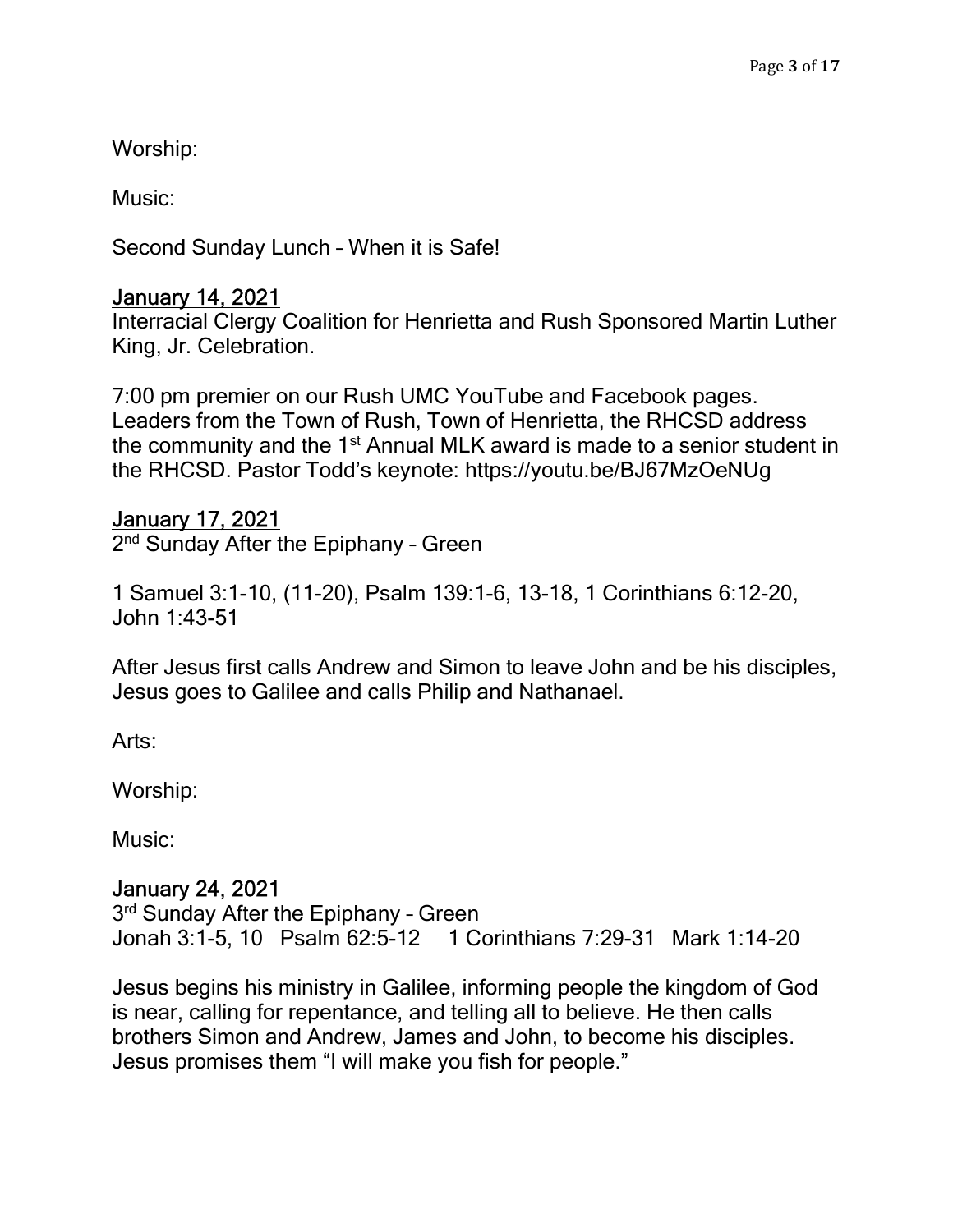Worship:

Music:

Second Sunday Lunch – When it is Safe!

## January 14, 2021

Interracial Clergy Coalition for Henrietta and Rush Sponsored Martin Luther King, Jr. Celebration.

7:00 pm premier on our Rush UMC YouTube and Facebook pages. Leaders from the Town of Rush, Town of Henrietta, the RHCSD address the community and the 1st Annual MLK award is made to a senior student in the RHCSD. Pastor Todd's keynote: https://youtu.be/BJ67MzOeNUg

## January 17, 2021

2nd Sunday After the Epiphany – Green

1 Samuel 3:1-10, (11-20), Psalm 139:1-6, 13-18, 1 Corinthians 6:12-20, John 1:43-51

After Jesus first calls Andrew and Simon to leave John and be his disciples, Jesus goes to Galilee and calls Philip and Nathanael.

Arts:

Worship:

Music:

## January 24, 2021

3rd Sunday After the Epiphany – Green
Jonah 3:1-5, 10 Psalm 62:5-12 1 Corinthians 7:29-31 Mark 1:14-20

Jesus begins his ministry in Galilee, informing people the kingdom of God is near, calling for repentance, and telling all to believe. He then calls brothers Simon and Andrew, James and John, to become his disciples. Jesus promises them "I will make you fish for people."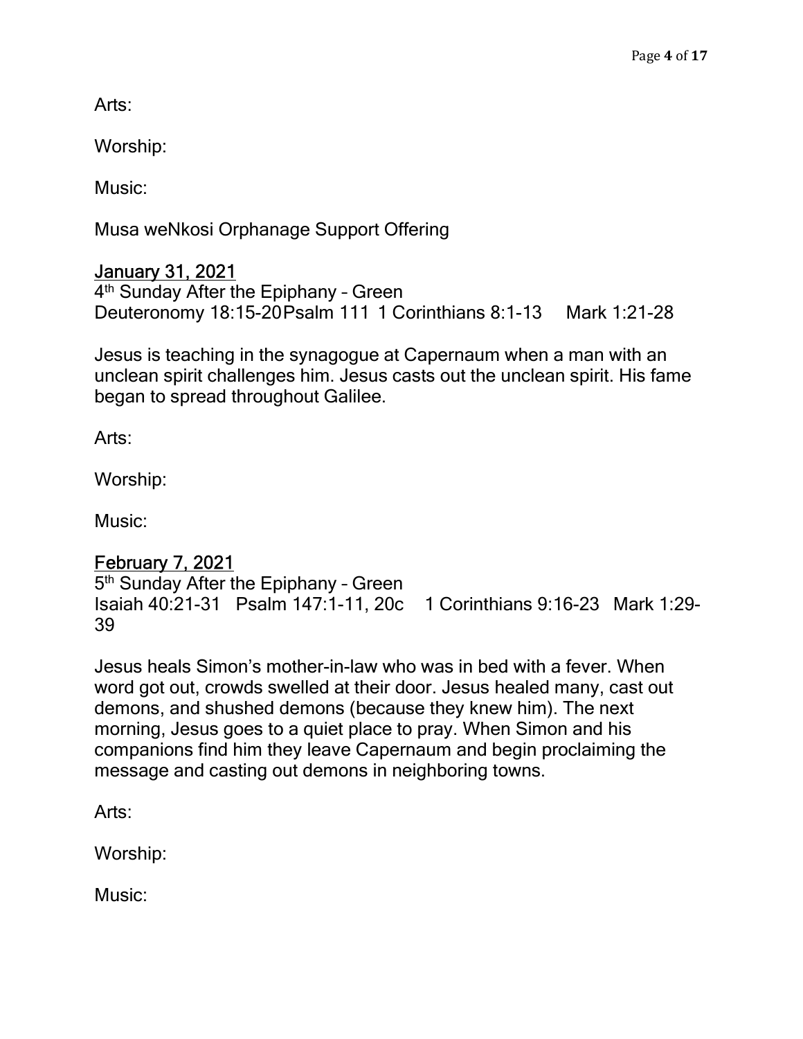Arts:

Worship:

Music:

Musa weNkosi Orphanage Support Offering

<u>January 31, 2021</u>
4th Sunday After the Epiphany – Green
Deuteronomy 18:15-20 Psalm 111 1 Corinthians 8:1-13 Mark 1:21-28

Jesus is teaching in the synagogue at Capernaum when a man with an unclean spirit challenges him. Jesus casts out the unclean spirit. His fame began to spread throughout Galilee.

Arts:

Worship:

Music:

<u>February 7, 2021</u>
5th Sunday After the Epiphany – Green
Isaiah 40:21-31 Psalm 147:1-11, 20c 1 Corinthians 9:16-23 Mark 1:29-39

Jesus heals Simon's mother-in-law who was in bed with a fever. When word got out, crowds swelled at their door. Jesus healed many, cast out demons, and shushed demons (because they knew him). The next morning, Jesus goes to a quiet place to pray. When Simon and his companions find him they leave Capernaum and begin proclaiming the message and casting out demons in neighboring towns.

Arts:

Worship:

Music: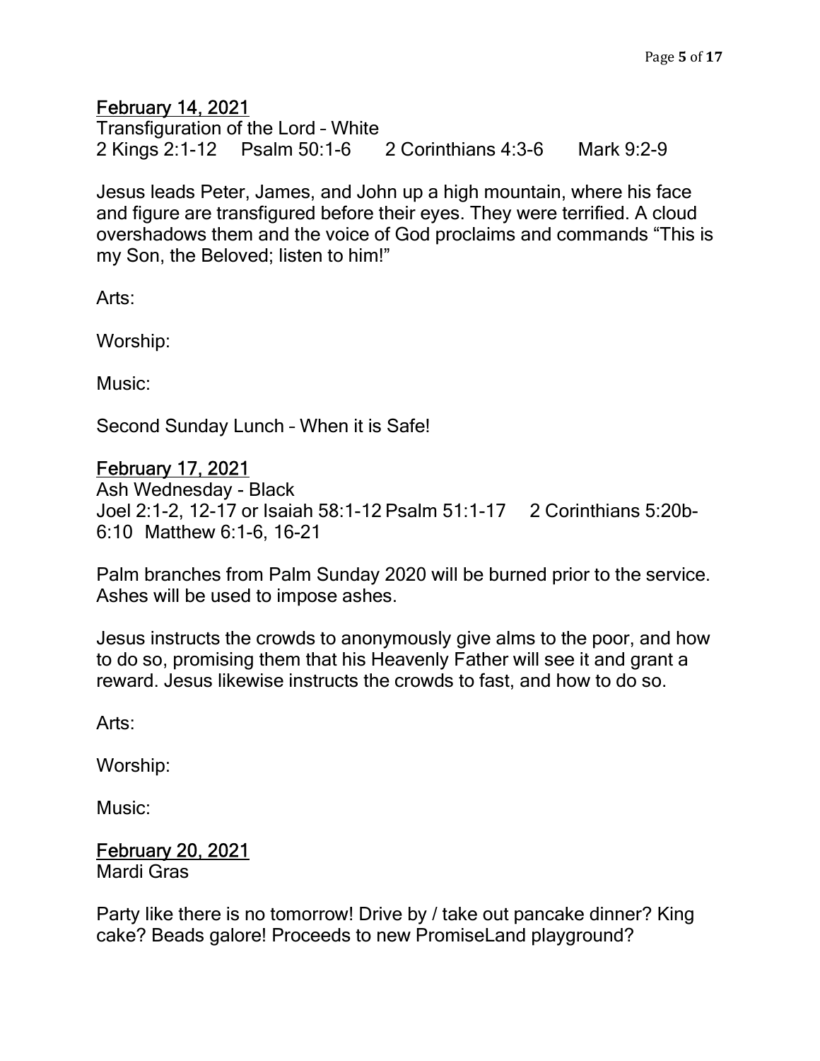<u>February 14, 2021</u>
Transfiguration of the Lord – White
2 Kings 2:1-12 Psalm 50:1-6 2 Corinthians 4:3-6 Mark 9:2-9

Jesus leads Peter, James, and John up a high mountain, where his face and figure are transfigured before their eyes. They were terrified. A cloud overshadows them and the voice of God proclaims and commands "This is my Son, the Beloved; listen to him!"

Arts:

Worship:

Music:

Second Sunday Lunch – When it is Safe!

<u>February 17, 2021</u>
Ash Wednesday - Black
Joel 2:1-2, 12-17 or Isaiah 58:1-12 Psalm 51:1-17 2 Corinthians 5:20b-6:10 Matthew 6:1-6, 16-21

Palm branches from Palm Sunday 2020 will be burned prior to the service. Ashes will be used to impose ashes.

Jesus instructs the crowds to anonymously give alms to the poor, and how to do so, promising them that his Heavenly Father will see it and grant a reward. Jesus likewise instructs the crowds to fast, and how to do so.

Arts:

Worship:

Music:

<u>February 20, 2021</u>
Mardi Gras

Party like there is no tomorrow! Drive by / take out pancake dinner? King cake? Beads galore! Proceeds to new PromiseLand playground?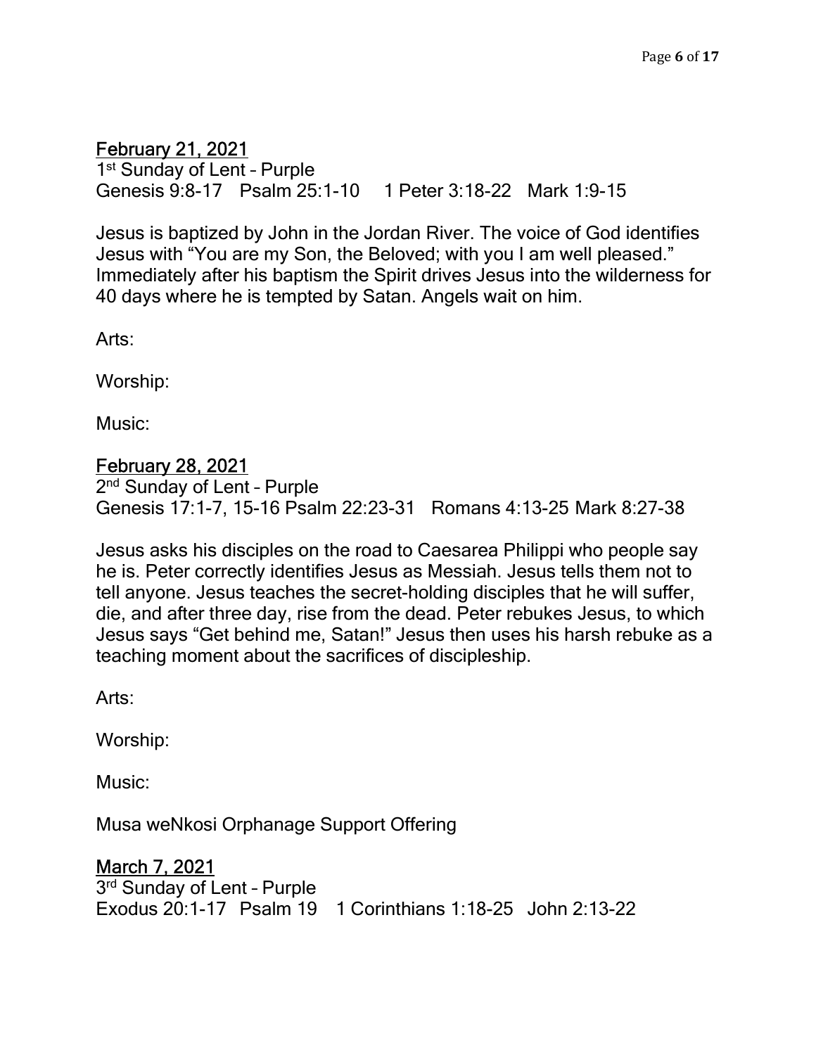## February 21, 2021

1st Sunday of Lent – Purple
Genesis 9:8-17 Psalm 25:1-10 1 Peter 3:18-22 Mark 1:9-15

Jesus is baptized by John in the Jordan River. The voice of God identifies Jesus with "You are my Son, the Beloved; with you I am well pleased." Immediately after his baptism the Spirit drives Jesus into the wilderness for 40 days where he is tempted by Satan. Angels wait on him.

Arts:

Worship:

Music:

## February 28, 2021

2nd Sunday of Lent – Purple
Genesis 17:1-7, 15-16 Psalm 22:23-31 Romans 4:13-25 Mark 8:27-38

Jesus asks his disciples on the road to Caesarea Philippi who people say he is. Peter correctly identifies Jesus as Messiah. Jesus tells them not to tell anyone. Jesus teaches the secret-holding disciples that he will suffer, die, and after three day, rise from the dead. Peter rebukes Jesus, to which Jesus says "Get behind me, Satan!" Jesus then uses his harsh rebuke as a teaching moment about the sacrifices of discipleship.

Arts:

Worship:

Music:

Musa weNkosi Orphanage Support Offering

## March 7, 2021

3rd Sunday of Lent – Purple
Exodus 20:1-17 Psalm 19 1 Corinthians 1:18-25 John 2:13-22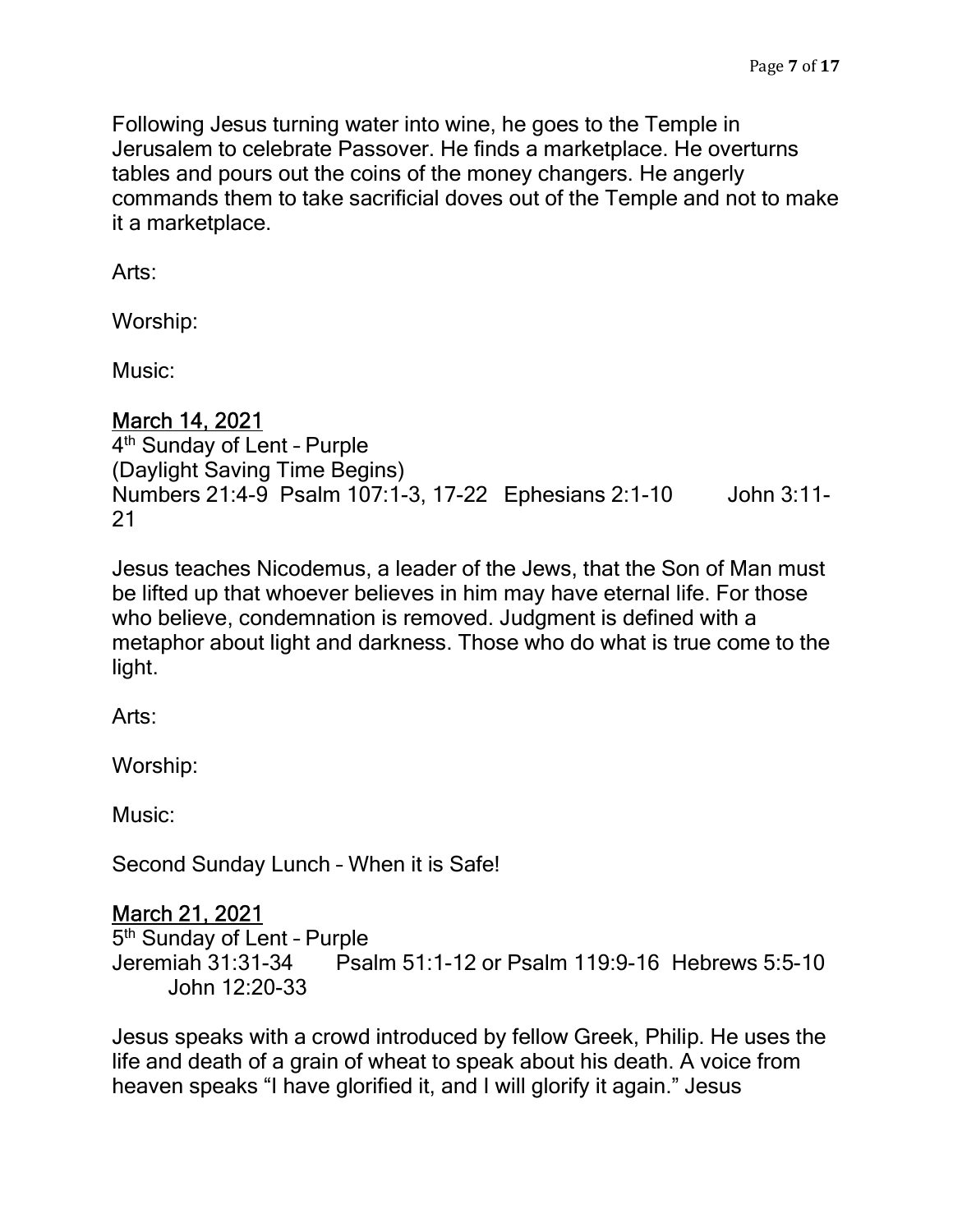Following Jesus turning water into wine, he goes to the Temple in Jerusalem to celebrate Passover. He finds a marketplace. He overturns tables and pours out the coins of the money changers. He angerly commands them to take sacrificial doves out of the Temple and not to make it a marketplace.

Arts:

Worship:

Music:

<u>March 14, 2021</u>

4th Sunday of Lent – Purple
(Daylight Saving Time Begins)
Numbers 21:4-9 Psalm 107:1-3, 17-22 Ephesians 2:1-10 John 3:11-21

Jesus teaches Nicodemus, a leader of the Jews, that the Son of Man must be lifted up that whoever believes in him may have eternal life. For those who believe, condemnation is removed. Judgment is defined with a metaphor about light and darkness. Those who do what is true come to the light.

Arts:

Worship:

Music:

Second Sunday Lunch – When it is Safe!

<u>March 21, 2021</u>

5th Sunday of Lent – Purple
Jeremiah 31:31-34 Psalm 51:1-12 or Psalm 119:9-16 Hebrews 5:5-10 John 12:20-33

Jesus speaks with a crowd introduced by fellow Greek, Philip. He uses the life and death of a grain of wheat to speak about his death. A voice from heaven speaks "I have glorified it, and I will glorify it again." Jesus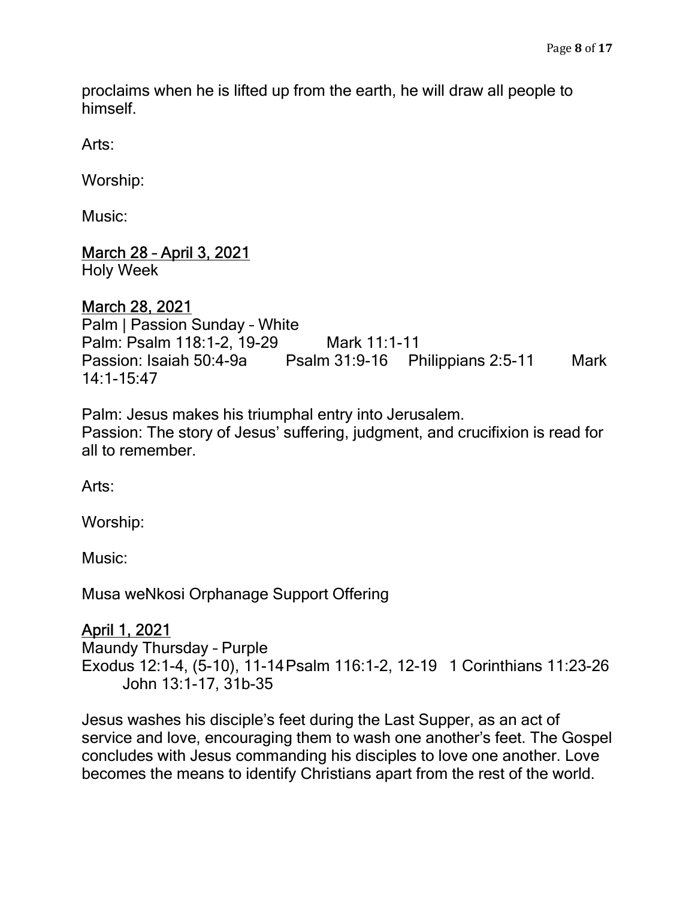proclaims when he is lifted up from the earth, he will draw all people to himself.

Arts:

Worship:

Music:

<u>March 28 – April 3, 2021</u>
Holy Week

<u>March 28, 2021</u>
Palm | Passion Sunday – White
Palm: Psalm 118:1-2, 19-29 Mark 11:1-11
Passion: Isaiah 50:4-9a Psalm 31:9-16 Philippians 2:5-11 Mark 14:1-15:47

Palm: Jesus makes his triumphal entry into Jerusalem.
Passion: The story of Jesus' suffering, judgment, and crucifixion is read for all to remember.

Arts:

Worship:

Music:

Musa weNkosi Orphanage Support Offering

<u>April 1, 2021</u>
Maundy Thursday – Purple
Exodus 12:1-4, (5-10), 11-14 Psalm 116:1-2, 12-19 1 Corinthians 11:23-26 John 13:1-17, 31b-35

Jesus washes his disciple's feet during the Last Supper, as an act of service and love, encouraging them to wash one another's feet. The Gospel concludes with Jesus commanding his disciples to love one another. Love becomes the means to identify Christians apart from the rest of the world.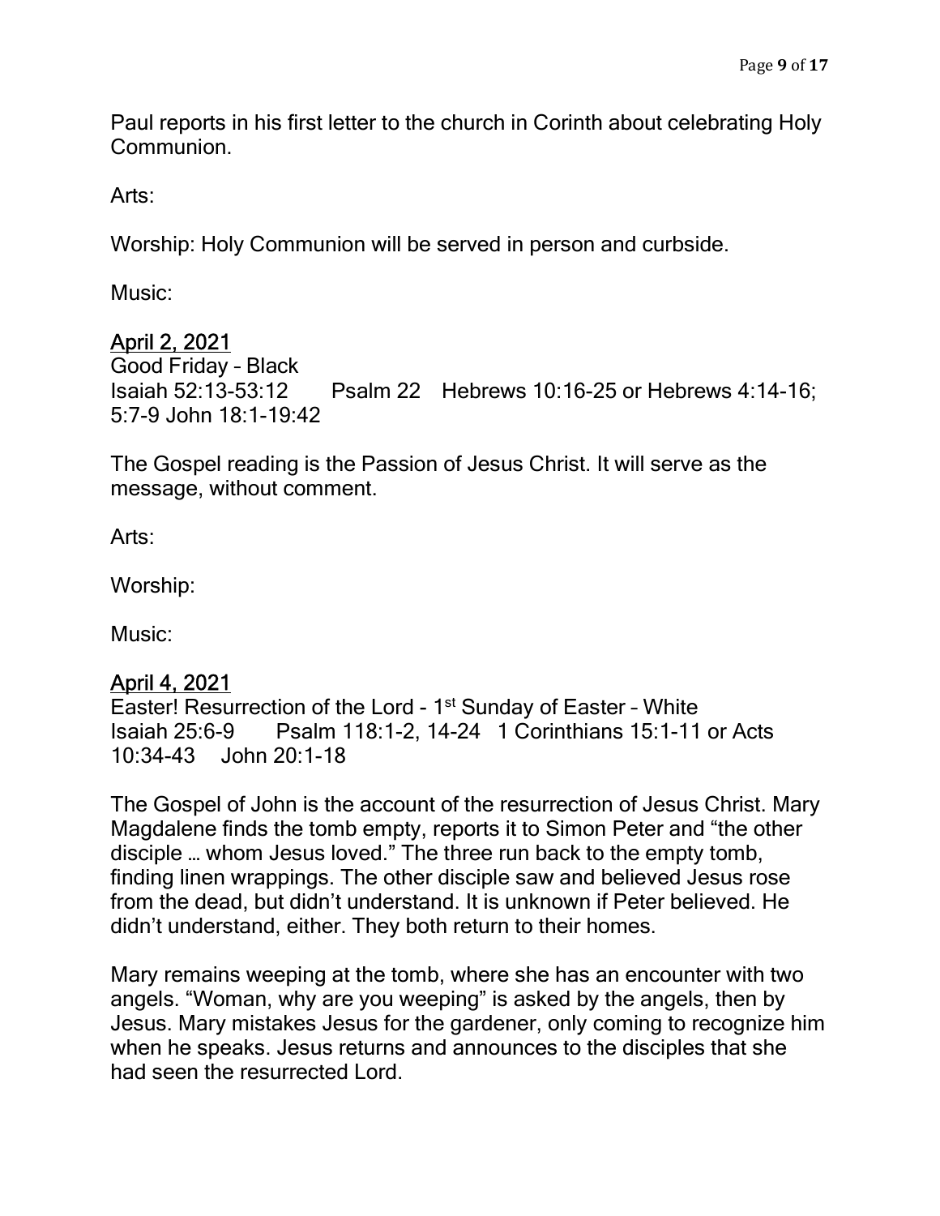Paul reports in his first letter to the church in Corinth about celebrating Holy Communion.

Arts:

Worship: Holy Communion will be served in person and curbside.

Music:

<u>April 2, 2021</u>
Good Friday – Black
Isaiah 52:13-53:12 Psalm 22 Hebrews 10:16-25 or Hebrews 4:14-16; 5:7-9 John 18:1-19:42

The Gospel reading is the Passion of Jesus Christ. It will serve as the message, without comment.

Arts:

Worship:

Music:

<u>April 4, 2021</u>
Easter! Resurrection of the Lord - 1st Sunday of Easter – White
Isaiah 25:6-9 Psalm 118:1-2, 14-24 1 Corinthians 15:1-11 or Acts 10:34-43 John 20:1-18

The Gospel of John is the account of the resurrection of Jesus Christ. Mary Magdalene finds the tomb empty, reports it to Simon Peter and "the other disciple … whom Jesus loved." The three run back to the empty tomb, finding linen wrappings. The other disciple saw and believed Jesus rose from the dead, but didn't understand. It is unknown if Peter believed. He didn't understand, either. They both return to their homes.

Mary remains weeping at the tomb, where she has an encounter with two angels. "Woman, why are you weeping" is asked by the angels, then by Jesus. Mary mistakes Jesus for the gardener, only coming to recognize him when he speaks. Jesus returns and announces to the disciples that she had seen the resurrected Lord.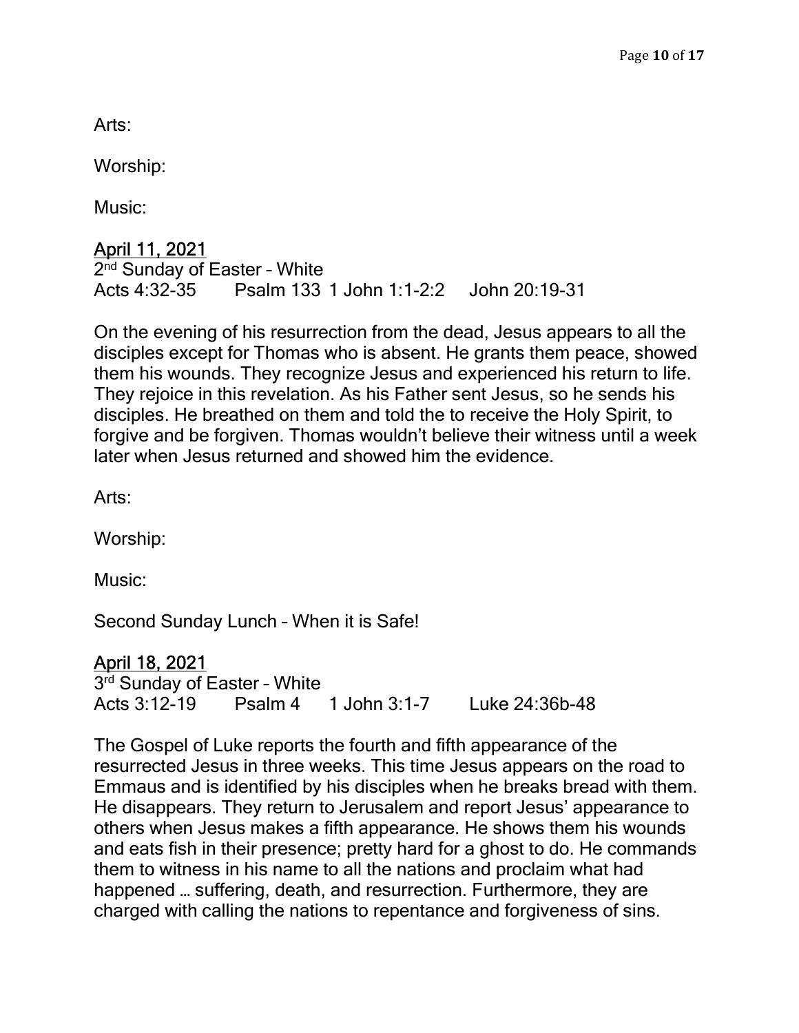Arts:

Worship:

Music:

<u>April 11, 2021</u>

2nd Sunday of Easter – White

Acts 4:32-35 Psalm 133 1 John 1:1-2:2 John 20:19-31

On the evening of his resurrection from the dead, Jesus appears to all the disciples except for Thomas who is absent. He grants them peace, showed them his wounds. They recognize Jesus and experienced his return to life. They rejoice in this revelation. As his Father sent Jesus, so he sends his disciples. He breathed on them and told the to receive the Holy Spirit, to forgive and be forgiven. Thomas wouldn't believe their witness until a week later when Jesus returned and showed him the evidence.

Arts:

Worship:

Music:

Second Sunday Lunch – When it is Safe!

<u>April 18, 2021</u>

3rd Sunday of Easter – White

Acts 3:12-19 Psalm 4 1 John 3:1-7 Luke 24:36b-48

The Gospel of Luke reports the fourth and fifth appearance of the resurrected Jesus in three weeks. This time Jesus appears on the road to Emmaus and is identified by his disciples when he breaks bread with them. He disappears. They return to Jerusalem and report Jesus' appearance to others when Jesus makes a fifth appearance. He shows them his wounds and eats fish in their presence; pretty hard for a ghost to do. He commands them to witness in his name to all the nations and proclaim what had happened … suffering, death, and resurrection. Furthermore, they are charged with calling the nations to repentance and forgiveness of sins.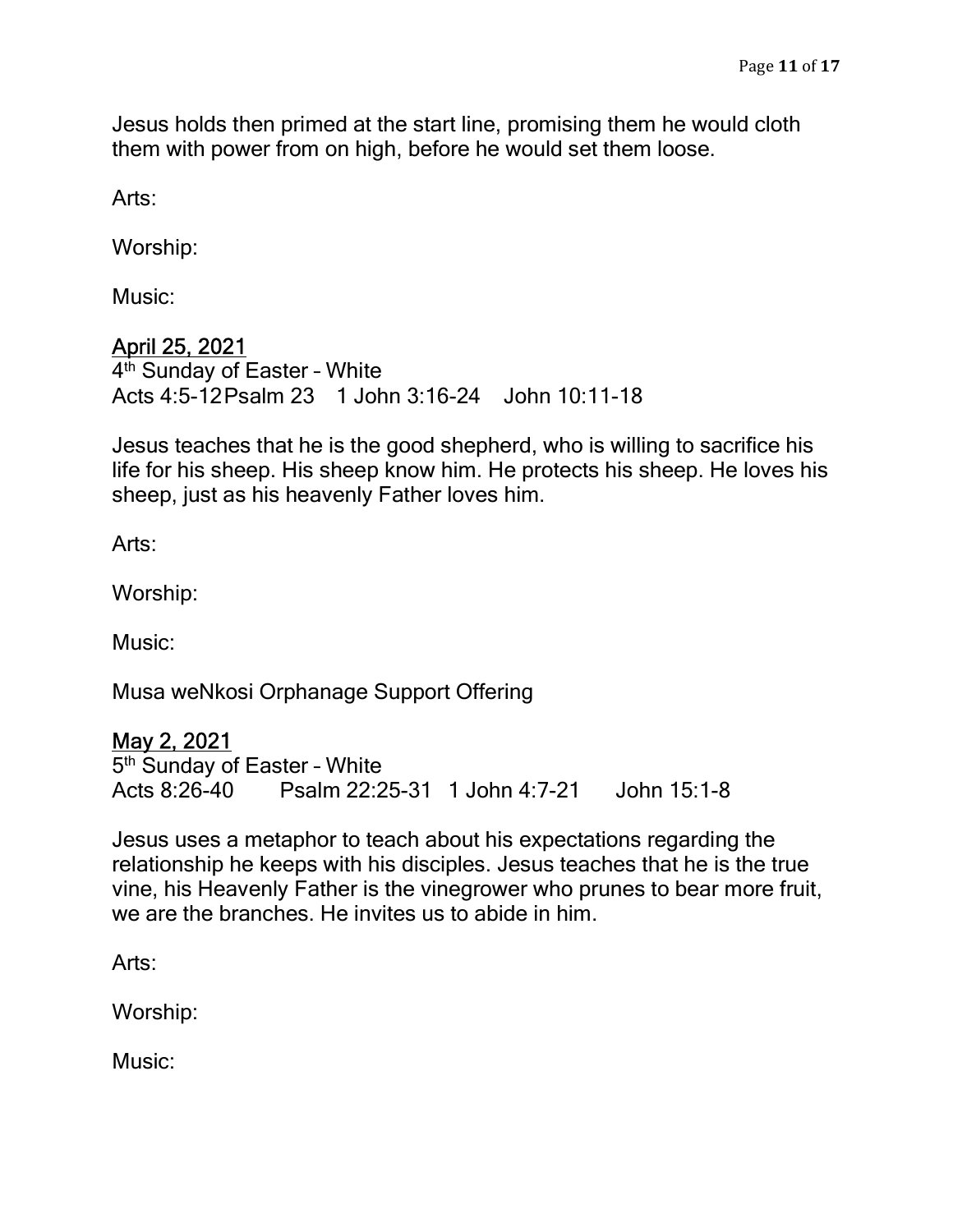Jesus holds then primed at the start line, promising them he would cloth them with power from on high, before he would set them loose.

Arts:

Worship:

Music:

## April 25, 2021

4th Sunday of Easter – White
Acts 4:5-12 Psalm 23 1 John 3:16-24 John 10:11-18

Jesus teaches that he is the good shepherd, who is willing to sacrifice his life for his sheep. His sheep know him. He protects his sheep. He loves his sheep, just as his heavenly Father loves him.

Arts:

Worship:

Music:

Musa weNkosi Orphanage Support Offering

## May 2, 2021

5th Sunday of Easter – White
Acts 8:26-40 Psalm 22:25-31 1 John 4:7-21 John 15:1-8

Jesus uses a metaphor to teach about his expectations regarding the relationship he keeps with his disciples. Jesus teaches that he is the true vine, his Heavenly Father is the vinegrower who prunes to bear more fruit, we are the branches. He invites us to abide in him.

Arts:

Worship:

Music: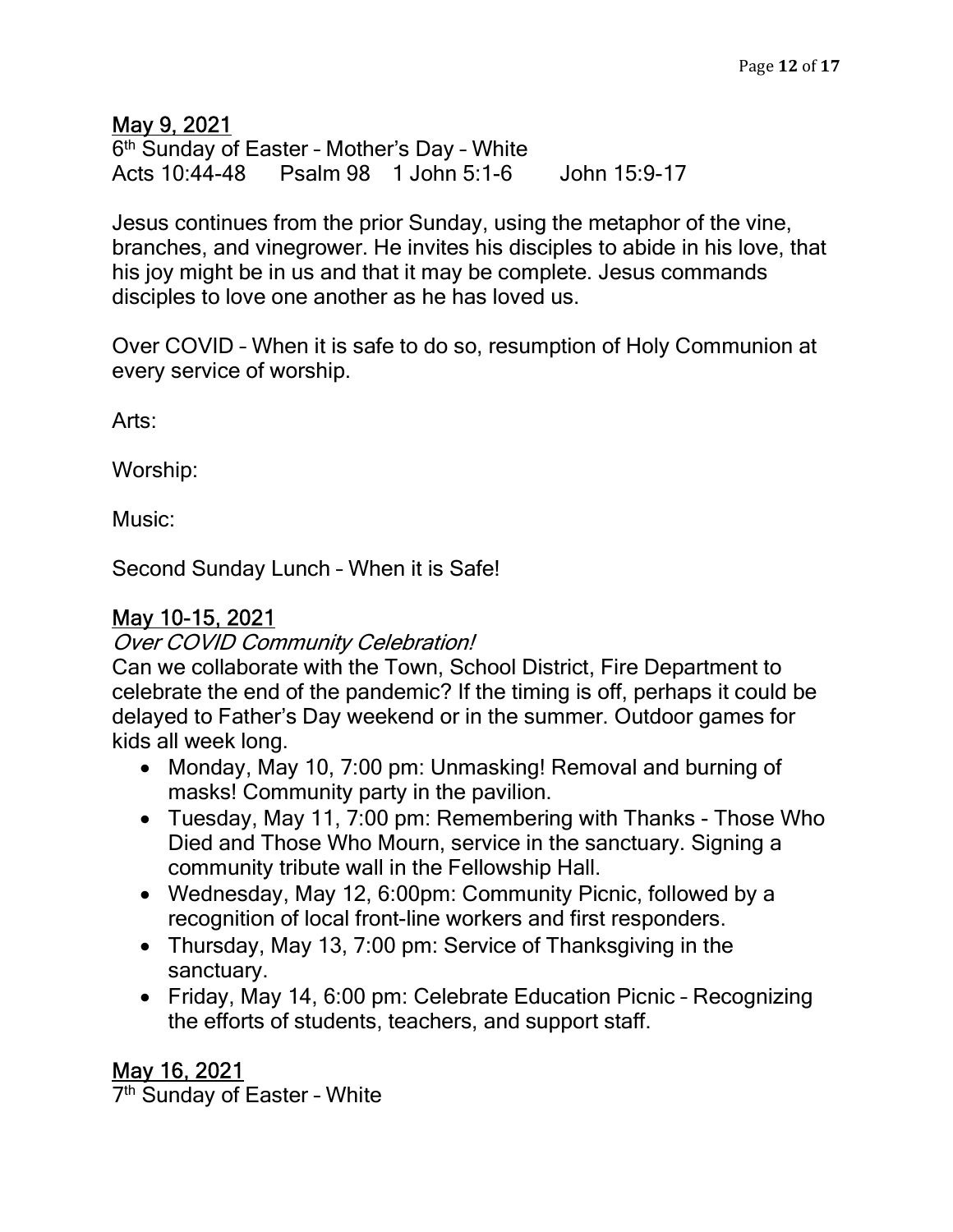## May 9, 2021

6th Sunday of Easter – Mother's Day – White
Acts 10:44-48 Psalm 98 1 John 5:1-6 John 15:9-17

Jesus continues from the prior Sunday, using the metaphor of the vine, branches, and vinegrower. He invites his disciples to abide in his love, that his joy might be in us and that it may be complete. Jesus commands disciples to love one another as he has loved us.

Over COVID – When it is safe to do so, resumption of Holy Communion at every service of worship.

Arts:

Worship:

Music:

Second Sunday Lunch – When it is Safe!

## May 10-15, 2021

*Over COVID Community Celebration!*

Can we collaborate with the Town, School District, Fire Department to celebrate the end of the pandemic? If the timing is off, perhaps it could be delayed to Father's Day weekend or in the summer. Outdoor games for kids all week long.

- Monday, May 10, 7:00 pm: Unmasking! Removal and burning of masks! Community party in the pavilion.
- Tuesday, May 11, 7:00 pm: Remembering with Thanks - Those Who Died and Those Who Mourn, service in the sanctuary. Signing a community tribute wall in the Fellowship Hall.
- Wednesday, May 12, 6:00pm: Community Picnic, followed by a recognition of local front-line workers and first responders.
- Thursday, May 13, 7:00 pm: Service of Thanksgiving in the sanctuary.
- Friday, May 14, 6:00 pm: Celebrate Education Picnic – Recognizing the efforts of students, teachers, and support staff.

## May 16, 2021

7th Sunday of Easter – White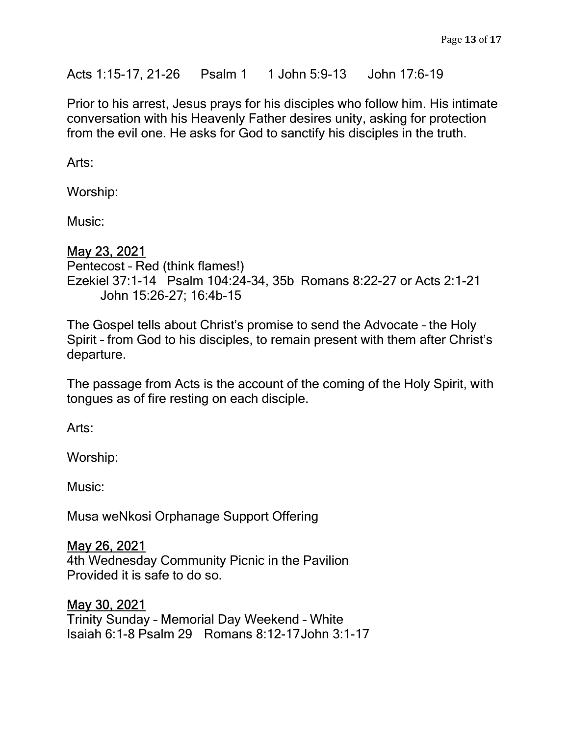Acts 1:15-17, 21-26 Psalm 1 1 John 5:9-13 John 17:6-19

Prior to his arrest, Jesus prays for his disciples who follow him. His intimate conversation with his Heavenly Father desires unity, asking for protection from the evil one. He asks for God to sanctify his disciples in the truth.

Arts:

Worship:

Music:

<u>May 23, 2021</u>
Pentecost – Red (think flames!)
Ezekiel 37:1-14 Psalm 104:24-34, 35b Romans 8:22-27 or Acts 2:1-21
John 15:26-27; 16:4b-15

The Gospel tells about Christ's promise to send the Advocate – the Holy Spirit – from God to his disciples, to remain present with them after Christ's departure.

The passage from Acts is the account of the coming of the Holy Spirit, with tongues as of fire resting on each disciple.

Arts:

Worship:

Music:

Musa weNkosi Orphanage Support Offering

<u>May 26, 2021</u>
4th Wednesday Community Picnic in the Pavilion
Provided it is safe to do so.

<u>May 30, 2021</u>
Trinity Sunday – Memorial Day Weekend – White
Isaiah 6:1-8 Psalm 29 Romans 8:12-17 John 3:1-17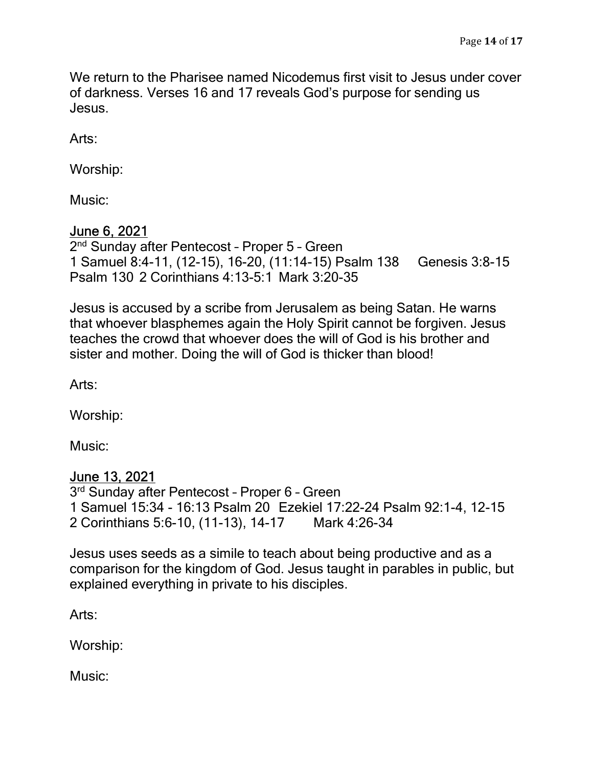We return to the Pharisee named Nicodemus first visit to Jesus under cover of darkness. Verses 16 and 17 reveals God's purpose for sending us Jesus.

Arts:

Worship:

Music:

<u>June 6, 2021</u>

2nd Sunday after Pentecost – Proper 5 – Green
1 Samuel 8:4-11, (12-15), 16-20, (11:14-15) Psalm 138 Genesis 3:8-15 Psalm 130 2 Corinthians 4:13-5:1 Mark 3:20-35

Jesus is accused by a scribe from Jerusalem as being Satan. He warns that whoever blasphemes again the Holy Spirit cannot be forgiven. Jesus teaches the crowd that whoever does the will of God is his brother and sister and mother. Doing the will of God is thicker than blood!

Arts:

Worship:

Music:

<u>June 13, 2021</u>

3rd Sunday after Pentecost – Proper 6 – Green
1 Samuel 15:34 - 16:13 Psalm 20 Ezekiel 17:22-24 Psalm 92:1-4, 12-15
2 Corinthians 5:6-10, (11-13), 14-17 Mark 4:26-34

Jesus uses seeds as a simile to teach about being productive and as a comparison for the kingdom of God. Jesus taught in parables in public, but explained everything in private to his disciples.

Arts:

Worship:

Music: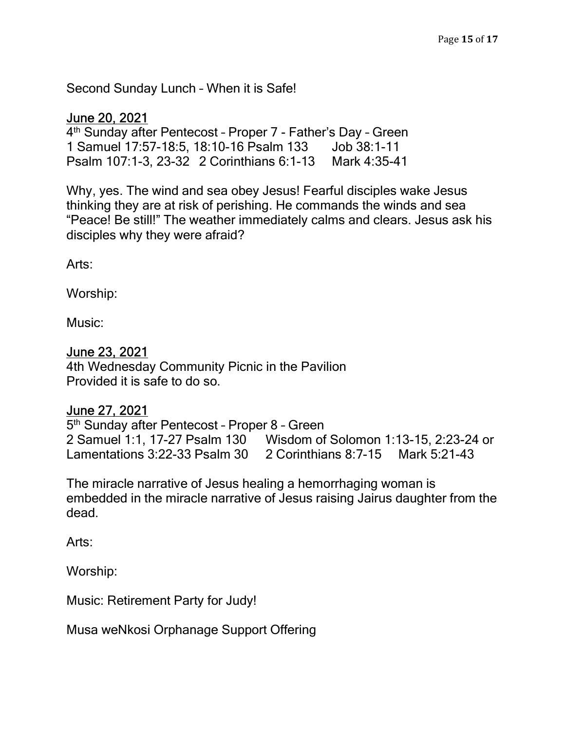Second Sunday Lunch – When it is Safe!

<u>June 20, 2021</u>

4th Sunday after Pentecost – Proper 7 - Father's Day – Green
1 Samuel 17:57-18:5, 18:10-16 Psalm 133 Job 38:1-11
Psalm 107:1-3, 23-32 2 Corinthians 6:1-13 Mark 4:35-41

Why, yes. The wind and sea obey Jesus! Fearful disciples wake Jesus thinking they are at risk of perishing. He commands the winds and sea "Peace! Be still!" The weather immediately calms and clears. Jesus ask his disciples why they were afraid?

Arts:

Worship:

Music:

<u>June 23, 2021</u>

4th Wednesday Community Picnic in the Pavilion
Provided it is safe to do so.

<u>June 27, 2021</u>

5th Sunday after Pentecost – Proper 8 – Green
2 Samuel 1:1, 17-27 Psalm 130 Wisdom of Solomon 1:13-15, 2:23-24 or
Lamentations 3:22-33 Psalm 30 2 Corinthians 8:7-15 Mark 5:21-43

The miracle narrative of Jesus healing a hemorrhaging woman is embedded in the miracle narrative of Jesus raising Jairus daughter from the dead.

Arts:

Worship:

Music: Retirement Party for Judy!

Musa weNkosi Orphanage Support Offering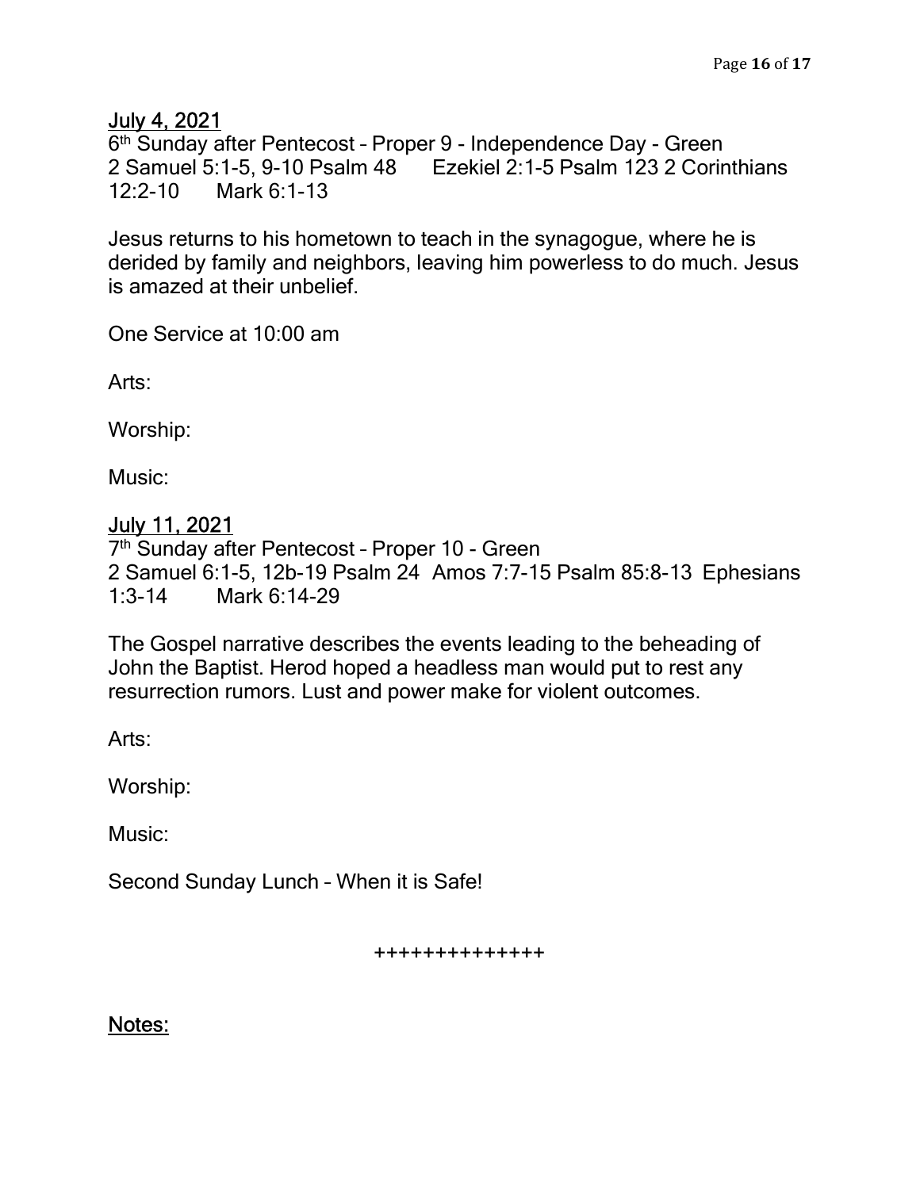**<u>July 4, 2021</u>**
6th Sunday after Pentecost – Proper 9 - Independence Day - Green
2 Samuel 5:1-5, 9-10 Psalm 48 Ezekiel 2:1-5 Psalm 123 2 Corinthians 12:2-10 Mark 6:1-13

Jesus returns to his hometown to teach in the synagogue, where he is derided by family and neighbors, leaving him powerless to do much. Jesus is amazed at their unbelief.

One Service at 10:00 am

Arts:

Worship:

Music:

**<u>July 11, 2021</u>**
7th Sunday after Pentecost – Proper 10 - Green
2 Samuel 6:1-5, 12b-19 Psalm 24 Amos 7:7-15 Psalm 85:8-13 Ephesians 1:3-14 Mark 6:14-29

The Gospel narrative describes the events leading to the beheading of John the Baptist. Herod hoped a headless man would put to rest any resurrection rumors. Lust and power make for violent outcomes.

Arts:

Worship:

Music:

Second Sunday Lunch – When it is Safe!

++++++++++++++

**<u>Notes:</u>**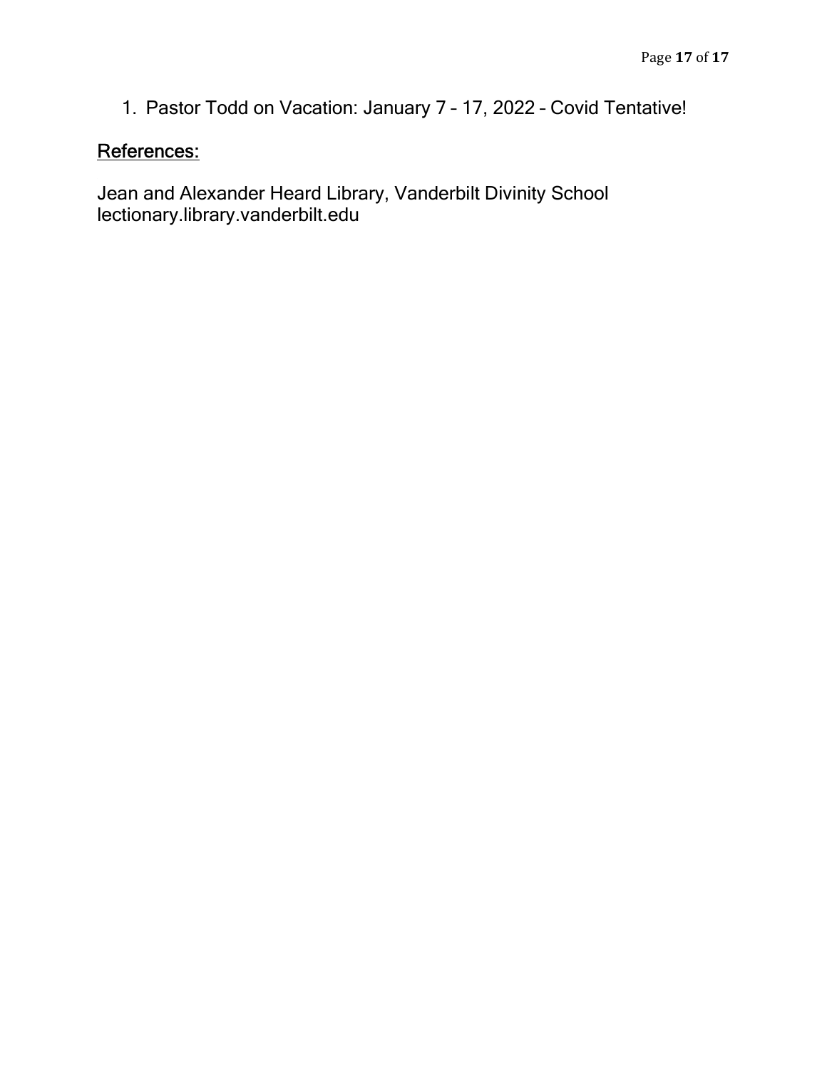1. Pastor Todd on Vacation: January 7 – 17, 2022 – Covid Tentative!

## References:

Jean and Alexander Heard Library, Vanderbilt Divinity School
lectionary.library.vanderbilt.edu